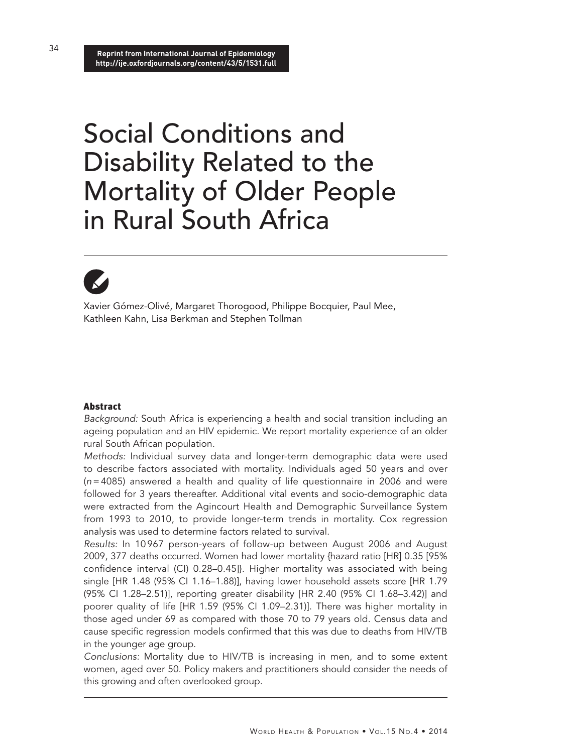Reprint from International Journal of Epidemiology
http://ije.oxfordjournals.org/content/43/5/1531.full

# Social Conditions and Disability Related to the Mortality of Older People in Rural South Africa

Xavier Gómez-Olivé, Margaret Thorogood, Philippe Bocquier, Paul Mee, Kathleen Kahn, Lisa Berkman and Stephen Tollman

## Abstract

*Background:* South Africa is experiencing a health and social transition including an ageing population and an HIV epidemic. We report mortality experience of an older rural South African population.

*Methods:* Individual survey data and longer-term demographic data were used to describe factors associated with mortality. Individuals aged 50 years and over ($n = 4085$) answered a health and quality of life questionnaire in 2006 and were followed for 3 years thereafter. Additional vital events and socio-demographic data were extracted from the Agincourt Health and Demographic Surveillance System from 1993 to 2010, to provide longer-term trends in mortality. Cox regression analysis was used to determine factors related to survival.

*Results:* In 10 967 person-years of follow-up between August 2006 and August 2009, 377 deaths occurred. Women had lower mortality {hazard ratio [HR] 0.35 [95% confidence interval (CI) 0.28–0.45]}. Higher mortality was associated with being single [HR 1.48 (95% CI 1.16–1.88)], having lower household assets score [HR 1.79 (95% CI 1.28–2.51)], reporting greater disability [HR 2.40 (95% CI 1.68–3.42)] and poorer quality of life [HR 1.59 (95% CI 1.09–2.31)]. There was higher mortality in those aged under 69 as compared with those 70 to 79 years old. Census data and cause specific regression models confirmed that this was due to deaths from HIV/TB in the younger age group.

*Conclusions:* Mortality due to HIV/TB is increasing in men, and to some extent women, aged over 50. Policy makers and practitioners should consider the needs of this growing and often overlooked group.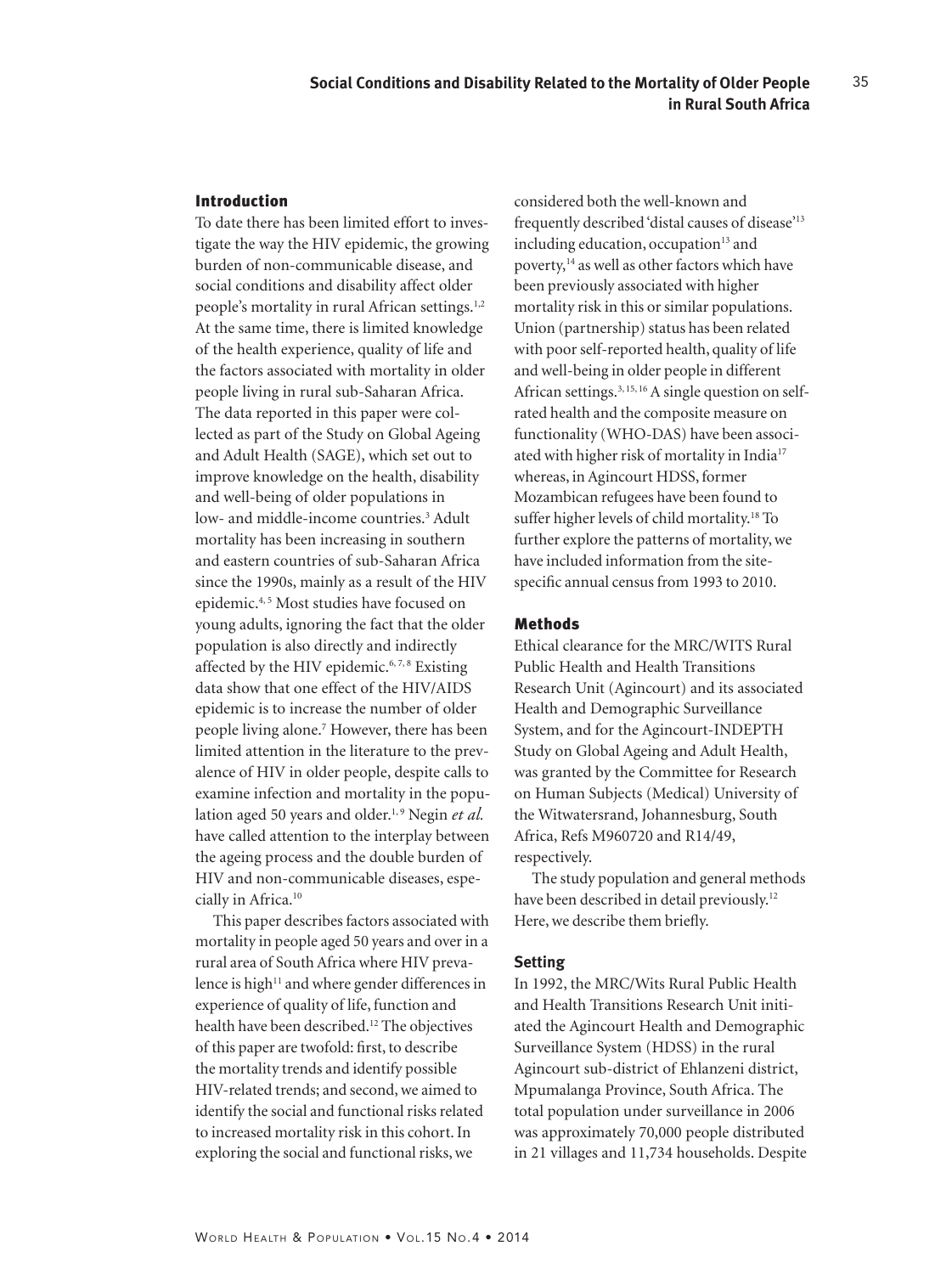## Introduction

To date there has been limited effort to investigate the way the HIV epidemic, the growing burden of non-communicable disease, and social conditions and disability affect older people's mortality in rural African settings.[1,2] At the same time, there is limited knowledge of the health experience, quality of life and the factors associated with mortality in older people living in rural sub-Saharan Africa. The data reported in this paper were collected as part of the Study on Global Ageing and Adult Health (SAGE), which set out to improve knowledge on the health, disability and well-being of older populations in low- and middle-income countries.[3] Adult mortality has been increasing in southern and eastern countries of sub-Saharan Africa since the 1990s, mainly as a result of the HIV epidemic.[4,5] Most studies have focused on young adults, ignoring the fact that the older population is also directly and indirectly affected by the HIV epidemic.[6,7,8] Existing data show that one effect of the HIV/AIDS epidemic is to increase the number of older people living alone.[7] However, there has been limited attention in the literature to the prevalence of HIV in older people, despite calls to examine infection and mortality in the population aged 50 years and older.[1,9] Negin *et al.* have called attention to the interplay between the ageing process and the double burden of HIV and non-communicable diseases, especially in Africa.[10]

This paper describes factors associated with mortality in people aged 50 years and over in a rural area of South Africa where HIV prevalence is high[11] and where gender differences in experience of quality of life, function and health have been described.[12] The objectives of this paper are twofold: first, to describe the mortality trends and identify possible HIV-related trends; and second, we aimed to identify the social and functional risks related to increased mortality risk in this cohort. In exploring the social and functional risks, we considered both the well-known and frequently described 'distal causes of disease'[13] including education, occupation[13] and poverty,[14] as well as other factors which have been previously associated with higher mortality risk in this or similar populations. Union (partnership) status has been related with poor self-reported health, quality of life and well-being in older people in different African settings.[3,15,16] A single question on self-rated health and the composite measure on functionality (WHO-DAS) have been associated with higher risk of mortality in India[17] whereas, in Agincourt HDSS, former Mozambican refugees have been found to suffer higher levels of child mortality.[18] To further explore the patterns of mortality, we have included information from the site-specific annual census from 1993 to 2010.

## Methods

Ethical clearance for the MRC/WITS Rural Public Health and Health Transitions Research Unit (Agincourt) and its associated Health and Demographic Surveillance System, and for the Agincourt-INDEPTH Study on Global Ageing and Adult Health, was granted by the Committee for Research on Human Subjects (Medical) University of the Witwatersrand, Johannesburg, South Africa, Refs M960720 and R14/49, respectively.

The study population and general methods have been described in detail previously.[12] Here, we describe them briefly.

### Setting

In 1992, the MRC/Wits Rural Public Health and Health Transitions Research Unit initiated the Agincourt Health and Demographic Surveillance System (HDSS) in the rural Agincourt sub-district of Ehlanzeni district, Mpumalanga Province, South Africa. The total population under surveillance in 2006 was approximately 70,000 people distributed in 21 villages and 11,734 households. Despite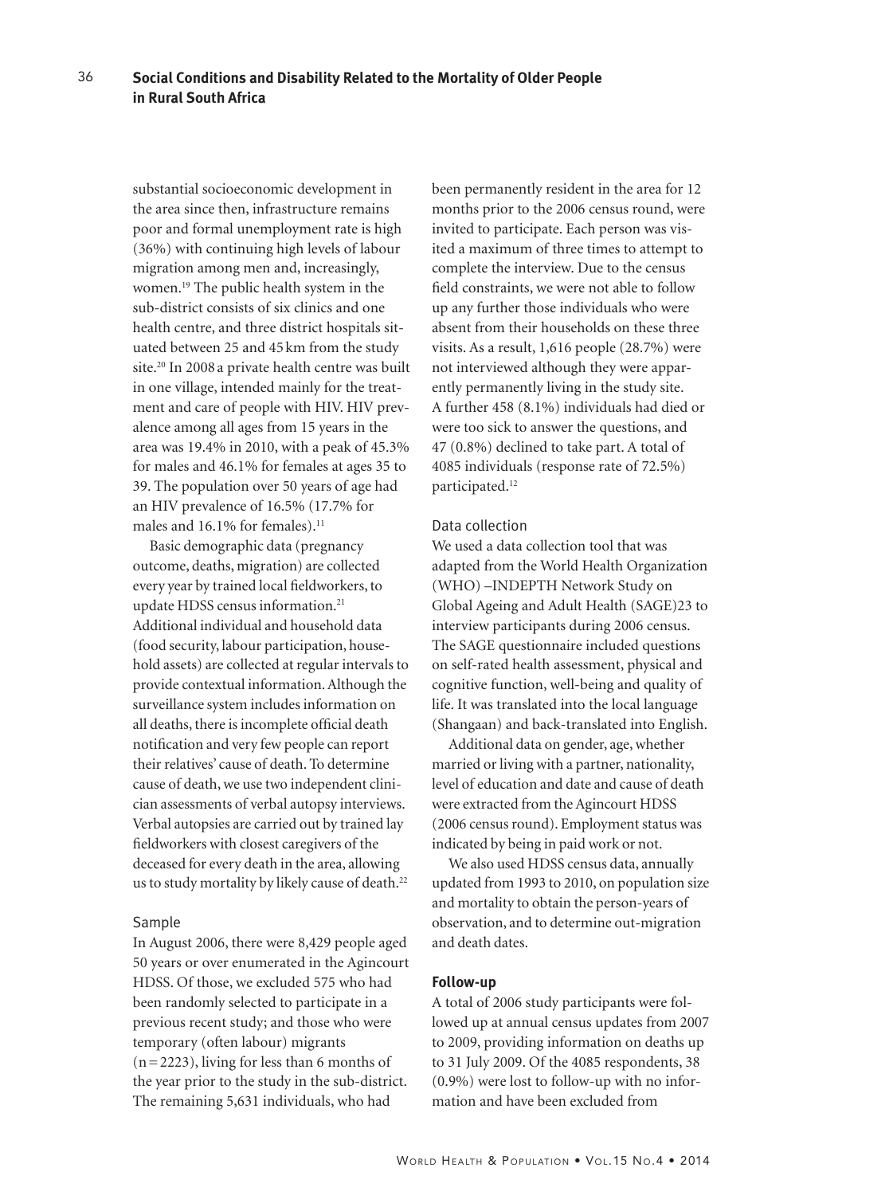substantial socioeconomic development in the area since then, infrastructure remains poor and formal unemployment rate is high (36%) with continuing high levels of labour migration among men and, increasingly, women.[19] The public health system in the sub-district consists of six clinics and one health centre, and three district hospitals situated between 25 and 45 km from the study site.[20] In 2008 a private health centre was built in one village, intended mainly for the treatment and care of people with HIV. HIV prevalence among all ages from 15 years in the area was 19.4% in 2010, with a peak of 45.3% for males and 46.1% for females at ages 35 to 39. The population over 50 years of age had an HIV prevalence of 16.5% (17.7% for males and 16.1% for females).[11]

Basic demographic data (pregnancy outcome, deaths, migration) are collected every year by trained local fieldworkers, to update HDSS census information.[21] Additional individual and household data (food security, labour participation, household assets) are collected at regular intervals to provide contextual information. Although the surveillance system includes information on all deaths, there is incomplete official death notification and very few people can report their relatives' cause of death. To determine cause of death, we use two independent clinician assessments of verbal autopsy interviews. Verbal autopsies are carried out by trained lay fieldworkers with closest caregivers of the deceased for every death in the area, allowing us to study mortality by likely cause of death.[22]

### Sample

In August 2006, there were 8,429 people aged 50 years or over enumerated in the Agincourt HDSS. Of those, we excluded 575 who had been randomly selected to participate in a previous recent study; and those who were temporary (often labour) migrants (n = 2223), living for less than 6 months of the year prior to the study in the sub-district. The remaining 5,631 individuals, who had been permanently resident in the area for 12 months prior to the 2006 census round, were invited to participate. Each person was visited a maximum of three times to attempt to complete the interview. Due to the census field constraints, we were not able to follow up any further those individuals who were absent from their households on these three visits. As a result, 1,616 people (28.7%) were not interviewed although they were apparently permanently living in the study site. A further 458 (8.1%) individuals had died or were too sick to answer the questions, and 47 (0.8%) declined to take part. A total of 4085 individuals (response rate of 72.5%) participated.[12]

### Data collection

We used a data collection tool that was adapted from the World Health Organization (WHO) –INDEPTH Network Study on Global Ageing and Adult Health (SAGE)23 to interview participants during 2006 census. The SAGE questionnaire included questions on self-rated health assessment, physical and cognitive function, well-being and quality of life. It was translated into the local language (Shangaan) and back-translated into English.

Additional data on gender, age, whether married or living with a partner, nationality, level of education and date and cause of death were extracted from the Agincourt HDSS (2006 census round). Employment status was indicated by being in paid work or not.

We also used HDSS census data, annually updated from 1993 to 2010, on population size and mortality to obtain the person-years of observation, and to determine out-migration and death dates.

### Follow-up

A total of 2006 study participants were followed up at annual census updates from 2007 to 2009, providing information on deaths up to 31 July 2009. Of the 4085 respondents, 38 (0.9%) were lost to follow-up with no information and have been excluded from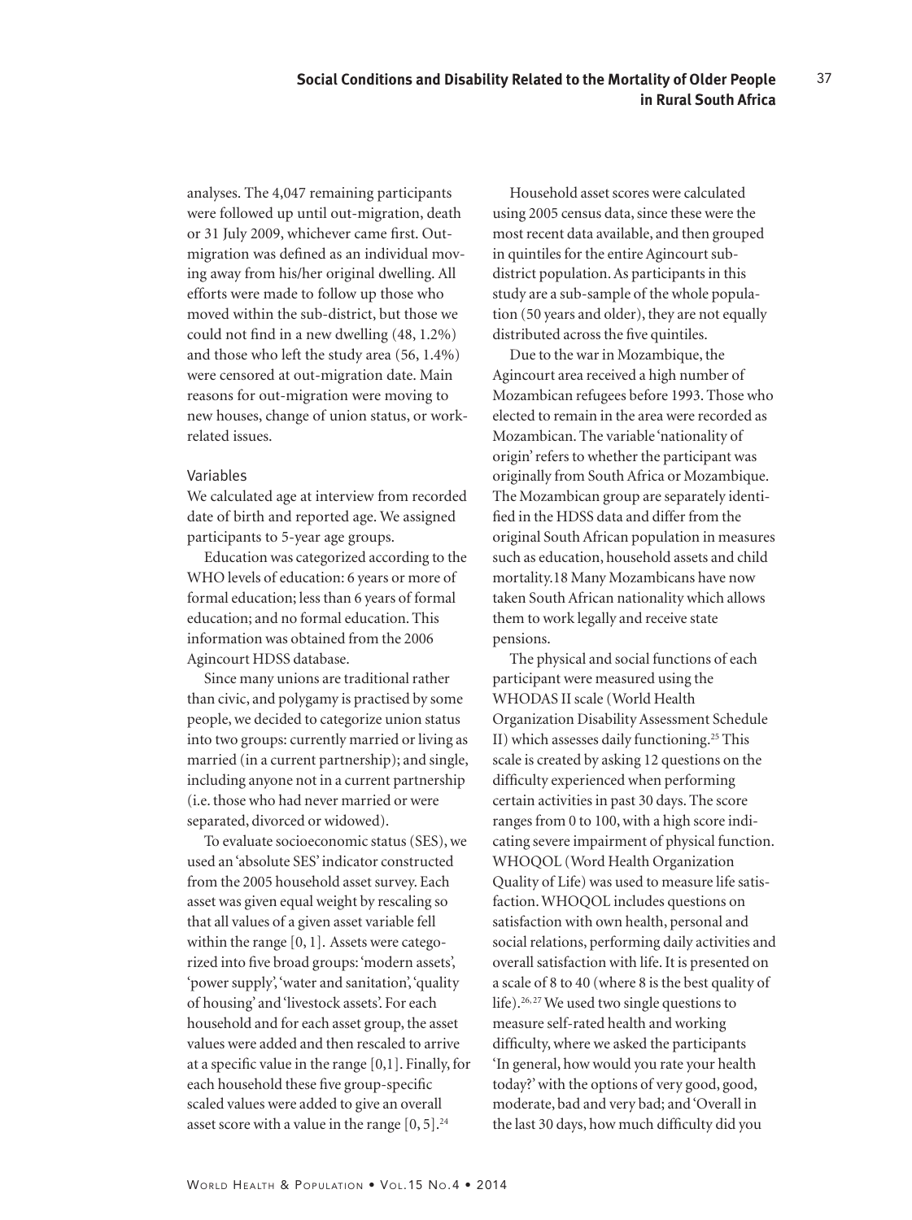analyses. The 4,047 remaining participants were followed up until out-migration, death or 31 July 2009, whichever came first. Out-migration was defined as an individual moving away from his/her original dwelling. All efforts were made to follow up those who moved within the sub-district, but those we could not find in a new dwelling (48, 1.2%) and those who left the study area (56, 1.4%) were censored at out-migration date. Main reasons for out-migration were moving to new houses, change of union status, or work-related issues.

### Variables

We calculated age at interview from recorded date of birth and reported age. We assigned participants to 5-year age groups.

Education was categorized according to the WHO levels of education: 6 years or more of formal education; less than 6 years of formal education; and no formal education. This information was obtained from the 2006 Agincourt HDSS database.

Since many unions are traditional rather than civic, and polygamy is practised by some people, we decided to categorize union status into two groups: currently married or living as married (in a current partnership); and single, including anyone not in a current partnership (i.e. those who had never married or were separated, divorced or widowed).

To evaluate socioeconomic status (SES), we used an 'absolute SES' indicator constructed from the 2005 household asset survey. Each asset was given equal weight by rescaling so that all values of a given asset variable fell within the range [0, 1]. Assets were categorized into five broad groups: 'modern assets', 'power supply', 'water and sanitation', 'quality of housing' and 'livestock assets'. For each household and for each asset group, the asset values were added and then rescaled to arrive at a specific value in the range [0,1]. Finally, for each household these five group-specific scaled values were added to give an overall asset score with a value in the range [0, 5].[24]

Household asset scores were calculated using 2005 census data, since these were the most recent data available, and then grouped in quintiles for the entire Agincourt sub-district population. As participants in this study are a sub-sample of the whole population (50 years and older), they are not equally distributed across the five quintiles.

Due to the war in Mozambique, the Agincourt area received a high number of Mozambican refugees before 1993. Those who elected to remain in the area were recorded as Mozambican. The variable 'nationality of origin' refers to whether the participant was originally from South Africa or Mozambique. The Mozambican group are separately identified in the HDSS data and differ from the original South African population in measures such as education, household assets and child mortality.18 Many Mozambicans have now taken South African nationality which allows them to work legally and receive state pensions.

The physical and social functions of each participant were measured using the WHODAS II scale (World Health Organization Disability Assessment Schedule II) which assesses daily functioning.[25] This scale is created by asking 12 questions on the difficulty experienced when performing certain activities in past 30 days. The score ranges from 0 to 100, with a high score indicating severe impairment of physical function. WHOQOL (Word Health Organization Quality of Life) was used to measure life satisfaction. WHOQOL includes questions on satisfaction with own health, personal and social relations, performing daily activities and overall satisfaction with life. It is presented on a scale of 8 to 40 (where 8 is the best quality of life).[26,27] We used two single questions to measure self-rated health and working difficulty, where we asked the participants 'In general, how would you rate your health today?' with the options of very good, good, moderate, bad and very bad; and 'Overall in the last 30 days, how much difficulty did you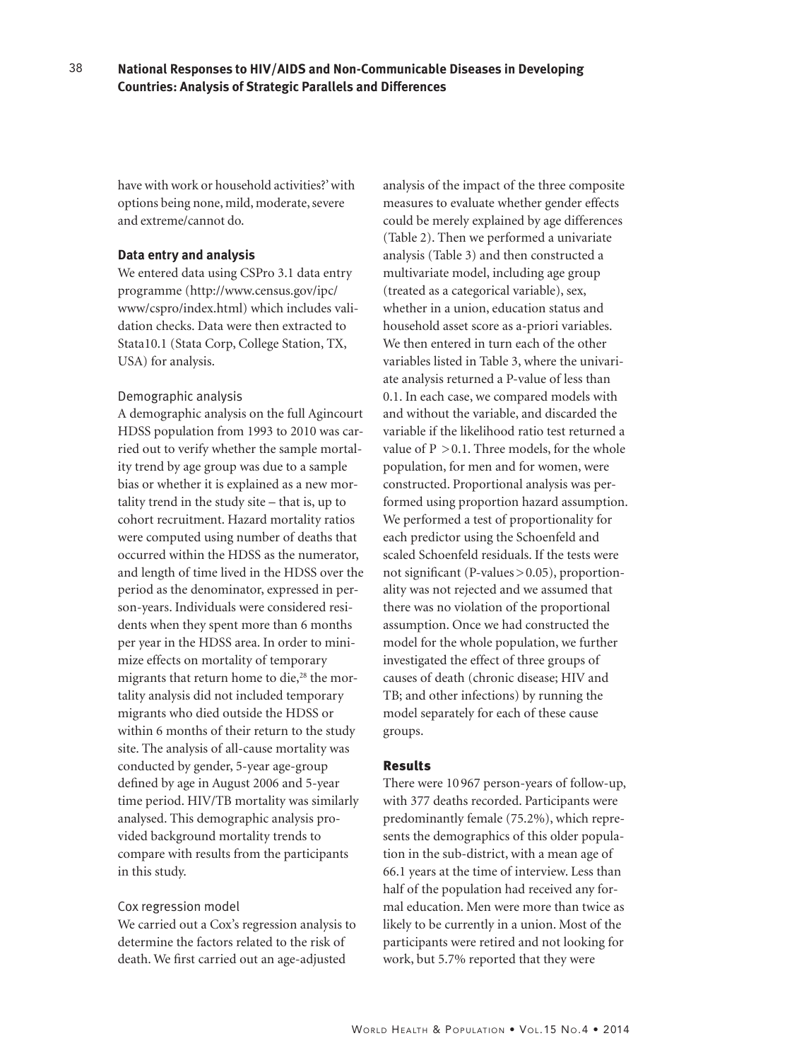have with work or household activities?' with options being none, mild, moderate, severe and extreme/cannot do.

### Data entry and analysis

We entered data using CSPro 3.1 data entry programme (http://www.census.gov/ipc/www/cspro/index.html) which includes validation checks. Data were then extracted to Stata10.1 (Stata Corp, College Station, TX, USA) for analysis.

#### Demographic analysis

A demographic analysis on the full Agincourt HDSS population from 1993 to 2010 was carried out to verify whether the sample mortality trend by age group was due to a sample bias or whether it is explained as a new mortality trend in the study site – that is, up to cohort recruitment. Hazard mortality ratios were computed using number of deaths that occurred within the HDSS as the numerator, and length of time lived in the HDSS over the period as the denominator, expressed in person-years. Individuals were considered residents when they spent more than 6 months per year in the HDSS area. In order to minimize effects on mortality of temporary migrants that return home to die,[28] the mortality analysis did not included temporary migrants who died outside the HDSS or within 6 months of their return to the study site. The analysis of all-cause mortality was conducted by gender, 5-year age-group defined by age in August 2006 and 5-year time period. HIV/TB mortality was similarly analysed. This demographic analysis provided background mortality trends to compare with results from the participants in this study.

#### Cox regression model

We carried out a Cox's regression analysis to determine the factors related to the risk of death. We first carried out an age-adjusted analysis of the impact of the three composite measures to evaluate whether gender effects could be merely explained by age differences (Table 2). Then we performed a univariate analysis (Table 3) and then constructed a multivariate model, including age group (treated as a categorical variable), sex, whether in a union, education status and household asset score as a-priori variables. We then entered in turn each of the other variables listed in Table 3, where the univariate analysis returned a P-value of less than 0.1. In each case, we compared models with and without the variable, and discarded the variable if the likelihood ratio test returned a value of $P > 0.1$. Three models, for the whole population, for men and for women, were constructed. Proportional analysis was performed using proportion hazard assumption. We performed a test of proportionality for each predictor using the Schoenfeld and scaled Schoenfeld residuals. If the tests were not significant (P-values $> 0.05$), proportionality was not rejected and we assumed that there was no violation of the proportional assumption. Once we had constructed the model for the whole population, we further investigated the effect of three groups of causes of death (chronic disease; HIV and TB; and other infections) by running the model separately for each of these cause groups.

## Results

There were 10 967 person-years of follow-up, with 377 deaths recorded. Participants were predominantly female (75.2%), which represents the demographics of this older population in the sub-district, with a mean age of 66.1 years at the time of interview. Less than half of the population had received any formal education. Men were more than twice as likely to be currently in a union. Most of the participants were retired and not looking for work, but 5.7% reported that they were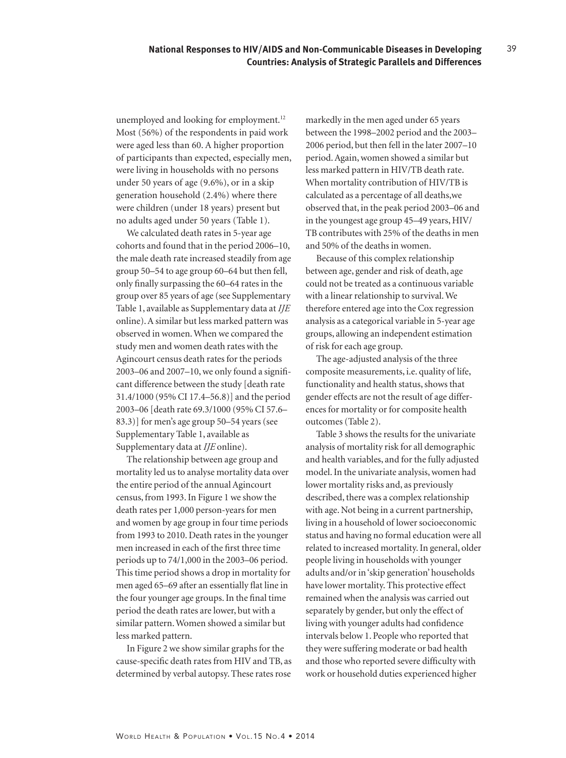unemployed and looking for employment.[12] Most (56%) of the respondents in paid work were aged less than 60. A higher proportion of participants than expected, especially men, were living in households with no persons under 50 years of age (9.6%), or in a skip generation household (2.4%) where there were children (under 18 years) present but no adults aged under 50 years (Table 1).

We calculated death rates in 5-year age cohorts and found that in the period 2006–10, the male death rate increased steadily from age group 50–54 to age group 60–64 but then fell, only finally surpassing the 60–64 rates in the group over 85 years of age (see Supplementary Table 1, available as Supplementary data at *IJE* online). A similar but less marked pattern was observed in women. When we compared the study men and women death rates with the Agincourt census death rates for the periods 2003–06 and 2007–10, we only found a significant difference between the study [death rate 31.4/1000 (95% CI 17.4–56.8)] and the period 2003–06 [death rate 69.3/1000 (95% CI 57.6–83.3)] for men's age group 50–54 years (see Supplementary Table 1, available as Supplementary data at *IJE* online).

The relationship between age group and mortality led us to analyse mortality data over the entire period of the annual Agincourt census, from 1993. In Figure 1 we show the death rates per 1,000 person-years for men and women by age group in four time periods from 1993 to 2010. Death rates in the younger men increased in each of the first three time periods up to 74/1,000 in the 2003–06 period. This time period shows a drop in mortality for men aged 65–69 after an essentially flat line in the four younger age groups. In the final time period the death rates are lower, but with a similar pattern. Women showed a similar but less marked pattern.

In Figure 2 we show similar graphs for the cause-specific death rates from HIV and TB, as determined by verbal autopsy. These rates rose markedly in the men aged under 65 years between the 1998–2002 period and the 2003–2006 period, but then fell in the later 2007–10 period. Again, women showed a similar but less marked pattern in HIV/TB death rate. When mortality contribution of HIV/TB is calculated as a percentage of all deaths,we observed that, in the peak period 2003–06 and in the youngest age group 45–49 years, HIV/TB contributes with 25% of the deaths in men and 50% of the deaths in women.

Because of this complex relationship between age, gender and risk of death, age could not be treated as a continuous variable with a linear relationship to survival. We therefore entered age into the Cox regression analysis as a categorical variable in 5-year age groups, allowing an independent estimation of risk for each age group.

The age-adjusted analysis of the three composite measurements, i.e. quality of life, functionality and health status, shows that gender effects are not the result of age differences for mortality or for composite health outcomes (Table 2).

Table 3 shows the results for the univariate analysis of mortality risk for all demographic and health variables, and for the fully adjusted model. In the univariate analysis, women had lower mortality risks and, as previously described, there was a complex relationship with age. Not being in a current partnership, living in a household of lower socioeconomic status and having no formal education were all related to increased mortality. In general, older people living in households with younger adults and/or in 'skip generation' households have lower mortality. This protective effect remained when the analysis was carried out separately by gender, but only the effect of living with younger adults had confidence intervals below 1. People who reported that they were suffering moderate or bad health and those who reported severe difficulty with work or household duties experienced higher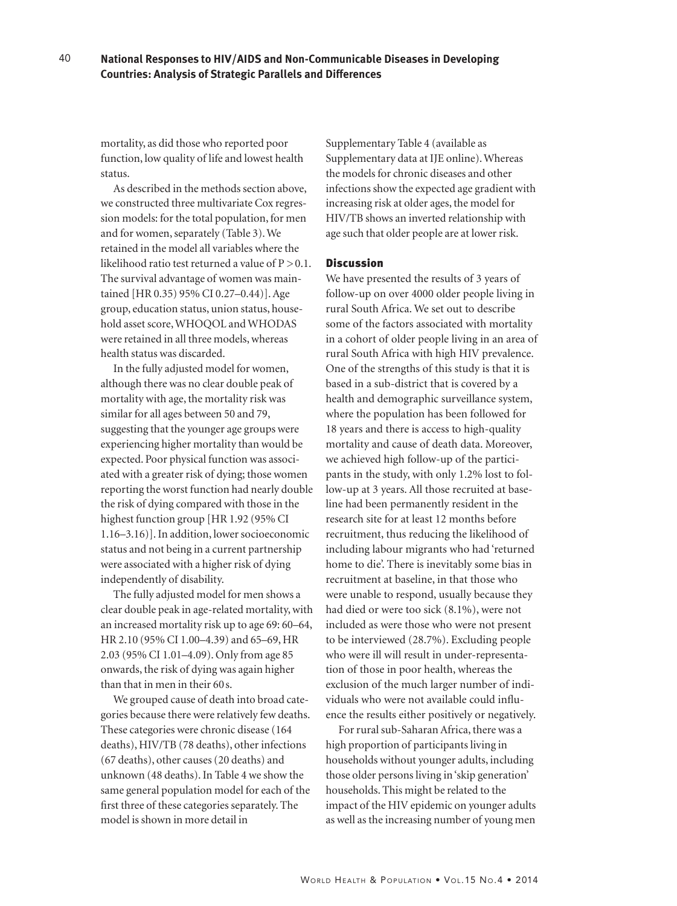mortality, as did those who reported poor function, low quality of life and lowest health status.

As described in the methods section above, we constructed three multivariate Cox regression models: for the total population, for men and for women, separately (Table 3). We retained in the model all variables where the likelihood ratio test returned a value of $P > 0.1$. The survival advantage of women was maintained [HR 0.35) 95% CI 0.27–0.44)]. Age group, education status, union status, household asset score, WHOQOL and WHODAS were retained in all three models, whereas health status was discarded.

In the fully adjusted model for women, although there was no clear double peak of mortality with age, the mortality risk was similar for all ages between 50 and 79, suggesting that the younger age groups were experiencing higher mortality than would be expected. Poor physical function was associated with a greater risk of dying; those women reporting the worst function had nearly double the risk of dying compared with those in the highest function group [HR 1.92 (95% CI 1.16–3.16)]. In addition, lower socioeconomic status and not being in a current partnership were associated with a higher risk of dying independently of disability.

The fully adjusted model for men shows a clear double peak in age-related mortality, with an increased mortality risk up to age 69: 60–64, HR 2.10 (95% CI 1.00–4.39) and 65–69, HR 2.03 (95% CI 1.01–4.09). Only from age 85 onwards, the risk of dying was again higher than that in men in their 60 s.

We grouped cause of death into broad categories because there were relatively few deaths. These categories were chronic disease (164 deaths), HIV/TB (78 deaths), other infections (67 deaths), other causes (20 deaths) and unknown (48 deaths). In Table 4 we show the same general population model for each of the first three of these categories separately. The model is shown in more detail in Supplementary Table 4 (available as Supplementary data at IJE online). Whereas the models for chronic diseases and other infections show the expected age gradient with increasing risk at older ages, the model for HIV/TB shows an inverted relationship with age such that older people are at lower risk.

## Discussion

We have presented the results of 3 years of follow-up on over 4000 older people living in rural South Africa. We set out to describe some of the factors associated with mortality in a cohort of older people living in an area of rural South Africa with high HIV prevalence. One of the strengths of this study is that it is based in a sub-district that is covered by a health and demographic surveillance system, where the population has been followed for 18 years and there is access to high-quality mortality and cause of death data. Moreover, we achieved high follow-up of the participants in the study, with only 1.2% lost to follow-up at 3 years. All those recruited at baseline had been permanently resident in the research site for at least 12 months before recruitment, thus reducing the likelihood of including labour migrants who had 'returned home to die'. There is inevitably some bias in recruitment at baseline, in that those who were unable to respond, usually because they had died or were too sick (8.1%), were not included as were those who were not present to be interviewed (28.7%). Excluding people who were ill will result in under-representation of those in poor health, whereas the exclusion of the much larger number of individuals who were not available could influence the results either positively or negatively.

For rural sub-Saharan Africa, there was a high proportion of participants living in households without younger adults, including those older persons living in 'skip generation' households. This might be related to the impact of the HIV epidemic on younger adults as well as the increasing number of young men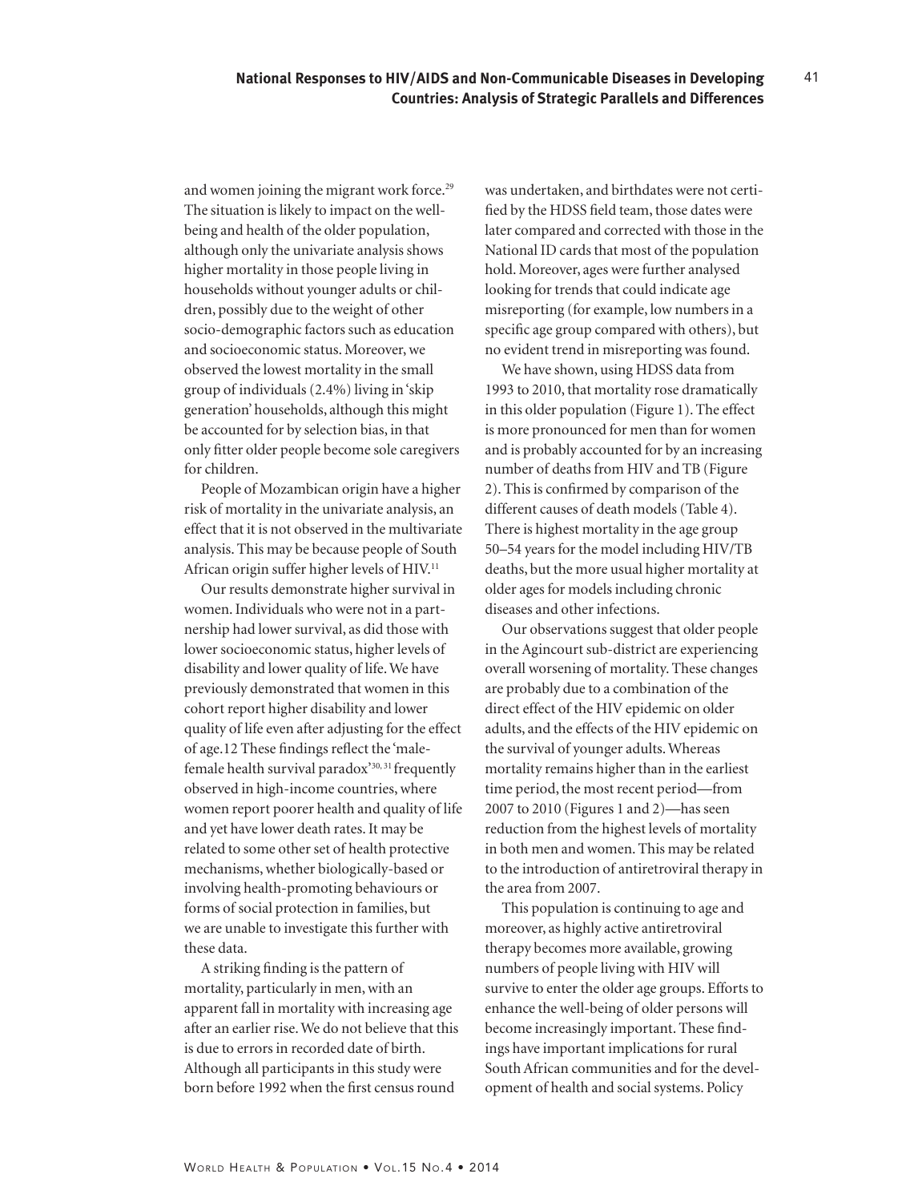and women joining the migrant work force.[29] The situation is likely to impact on the well-being and health of the older population, although only the univariate analysis shows higher mortality in those people living in households without younger adults or children, possibly due to the weight of other socio-demographic factors such as education and socioeconomic status. Moreover, we observed the lowest mortality in the small group of individuals (2.4%) living in 'skip generation' households, although this might be accounted for by selection bias, in that only fitter older people become sole caregivers for children.

People of Mozambican origin have a higher risk of mortality in the univariate analysis, an effect that it is not observed in the multivariate analysis. This may be because people of South African origin suffer higher levels of HIV.[11]

Our results demonstrate higher survival in women. Individuals who were not in a partnership had lower survival, as did those with lower socioeconomic status, higher levels of disability and lower quality of life. We have previously demonstrated that women in this cohort report higher disability and lower quality of life even after adjusting for the effect of age.12 These findings reflect the 'male-female health survival paradox'[30, 31] frequently observed in high-income countries, where women report poorer health and quality of life and yet have lower death rates. It may be related to some other set of health protective mechanisms, whether biologically-based or involving health-promoting behaviours or forms of social protection in families, but we are unable to investigate this further with these data.

A striking finding is the pattern of mortality, particularly in men, with an apparent fall in mortality with increasing age after an earlier rise. We do not believe that this is due to errors in recorded date of birth. Although all participants in this study were born before 1992 when the first census round was undertaken, and birthdates were not certified by the HDSS field team, those dates were later compared and corrected with those in the National ID cards that most of the population hold. Moreover, ages were further analysed looking for trends that could indicate age misreporting (for example, low numbers in a specific age group compared with others), but no evident trend in misreporting was found.

We have shown, using HDSS data from 1993 to 2010, that mortality rose dramatically in this older population (Figure 1). The effect is more pronounced for men than for women and is probably accounted for by an increasing number of deaths from HIV and TB (Figure 2). This is confirmed by comparison of the different causes of death models (Table 4). There is highest mortality in the age group 50–54 years for the model including HIV/TB deaths, but the more usual higher mortality at older ages for models including chronic diseases and other infections.

Our observations suggest that older people in the Agincourt sub-district are experiencing overall worsening of mortality. These changes are probably due to a combination of the direct effect of the HIV epidemic on older adults, and the effects of the HIV epidemic on the survival of younger adults. Whereas mortality remains higher than in the earliest time period, the most recent period—from 2007 to 2010 (Figures 1 and 2)—has seen reduction from the highest levels of mortality in both men and women. This may be related to the introduction of antiretroviral therapy in the area from 2007.

This population is continuing to age and moreover, as highly active antiretroviral therapy becomes more available, growing numbers of people living with HIV will survive to enter the older age groups. Efforts to enhance the well-being of older persons will become increasingly important. These findings have important implications for rural South African communities and for the development of health and social systems. Policy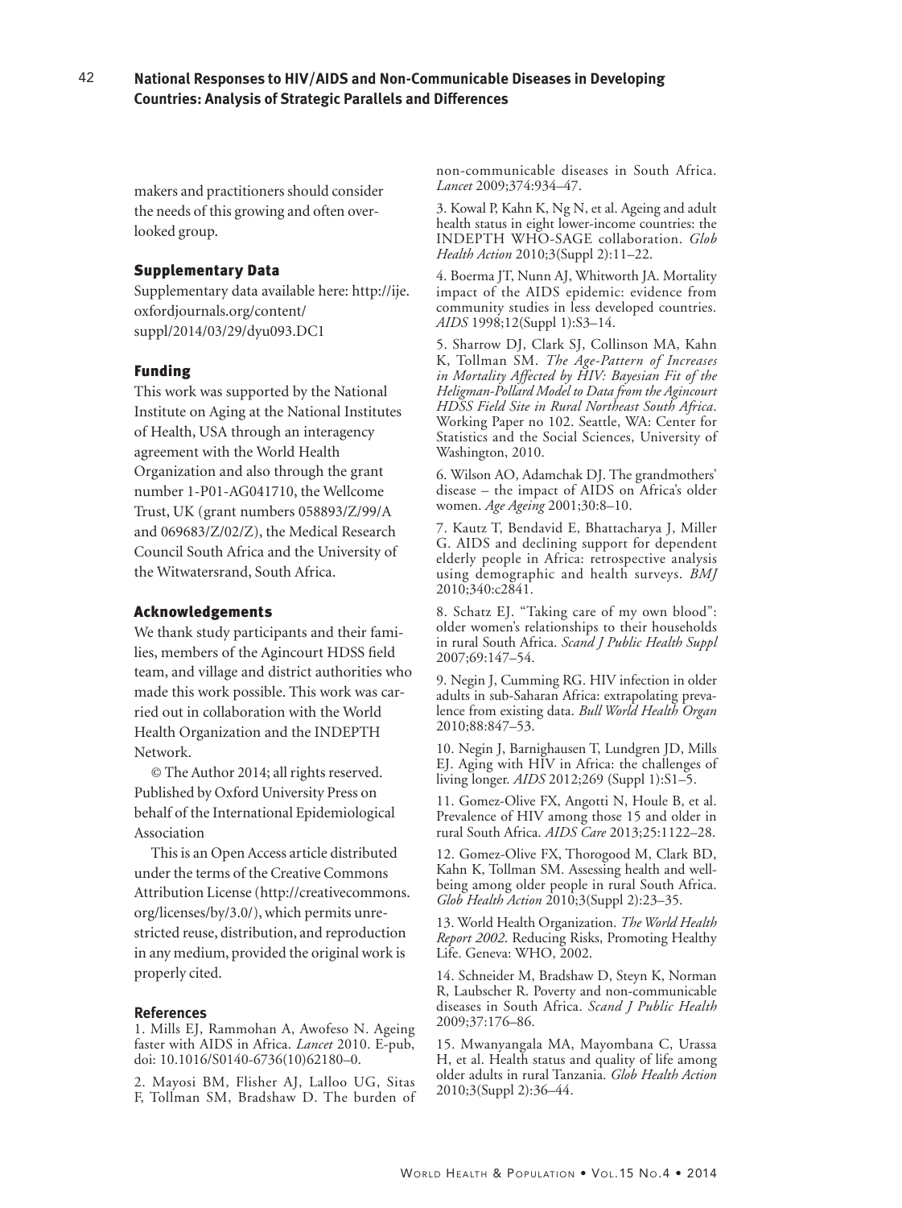makers and practitioners should consider the needs of this growing and often overlooked group.

## Supplementary Data

Supplementary data available here: http://ije.oxfordjournals.org/content/suppl/2014/03/29/dyu093.DC1

## Funding

This work was supported by the National Institute on Aging at the National Institutes of Health, USA through an interagency agreement with the World Health Organization and also through the grant number 1-P01-AG041710, the Wellcome Trust, UK (grant numbers 058893/Z/99/A and 069683/Z/02/Z), the Medical Research Council South Africa and the University of the Witwatersrand, South Africa.

## Acknowledgements

We thank study participants and their families, members of the Agincourt HDSS field team, and village and district authorities who made this work possible. This work was carried out in collaboration with the World Health Organization and the INDEPTH Network.

© The Author 2014; all rights reserved. Published by Oxford University Press on behalf of the International Epidemiological Association

This is an Open Access article distributed under the terms of the Creative Commons Attribution License (http://creativecommons.org/licenses/by/3.0/), which permits unrestricted reuse, distribution, and reproduction in any medium, provided the original work is properly cited.

## References

1. Mills EJ, Rammohan A, Awofeso N. Ageing faster with AIDS in Africa. *Lancet* 2010. E-pub, doi: 10.1016/S0140-6736(10)62180–0.

2. Mayosi BM, Flisher AJ, Lalloo UG, Sitas F, Tollman SM, Bradshaw D. The burden of non-communicable diseases in South Africa. *Lancet* 2009;374:934–47.

3. Kowal P, Kahn K, Ng N, et al. Ageing and adult health status in eight lower-income countries: the INDEPTH WHO-SAGE collaboration. *Glob Health Action* 2010;3(Suppl 2):11–22.

4. Boerma JT, Nunn AJ, Whitworth JA. Mortality impact of the AIDS epidemic: evidence from community studies in less developed countries. *AIDS* 1998;12(Suppl 1):S3–14.

5. Sharrow DJ, Clark SJ, Collinson MA, Kahn K, Tollman SM. *The Age-Pattern of Increases in Mortality Affected by HIV: Bayesian Fit of the Heligman-Pollard Model to Data from the Agincourt HDSS Field Site in Rural Northeast South Africa*. Working Paper no 102. Seattle, WA: Center for Statistics and the Social Sciences, University of Washington, 2010.

6. Wilson AO, Adamchak DJ. The grandmothers' disease – the impact of AIDS on Africa's older women. *Age Ageing* 2001;30:8–10.

7. Kautz T, Bendavid E, Bhattacharya J, Miller G. AIDS and declining support for dependent elderly people in Africa: retrospective analysis using demographic and health surveys. *BMJ* 2010;340:c2841.

8. Schatz EJ. "Taking care of my own blood": older women's relationships to their households in rural South Africa. *Scand J Public Health Suppl* 2007;69:147–54.

9. Negin J, Cumming RG. HIV infection in older adults in sub-Saharan Africa: extrapolating prevalence from existing data. *Bull World Health Organ* 2010;88:847–53.

10. Negin J, Barnighausen T, Lundgren JD, Mills EJ. Aging with HIV in Africa: the challenges of living longer. *AIDS* 2012;269 (Suppl 1):S1–5.

11. Gomez-Olive FX, Angotti N, Houle B, et al. Prevalence of HIV among those 15 and older in rural South Africa. *AIDS Care* 2013;25:1122–28.

12. Gomez-Olive FX, Thorogood M, Clark BD, Kahn K, Tollman SM. Assessing health and well-being among older people in rural South Africa. *Glob Health Action* 2010;3(Suppl 2):23–35.

13. World Health Organization. *The World Health Report 2002*. Reducing Risks, Promoting Healthy Life. Geneva: WHO, 2002.

14. Schneider M, Bradshaw D, Steyn K, Norman R, Laubscher R. Poverty and non-communicable diseases in South Africa. *Scand J Public Health* 2009;37:176–86.

15. Mwanyangala MA, Mayombana C, Urassa H, et al. Health status and quality of life among older adults in rural Tanzania. *Glob Health Action* 2010;3(Suppl 2):36–44.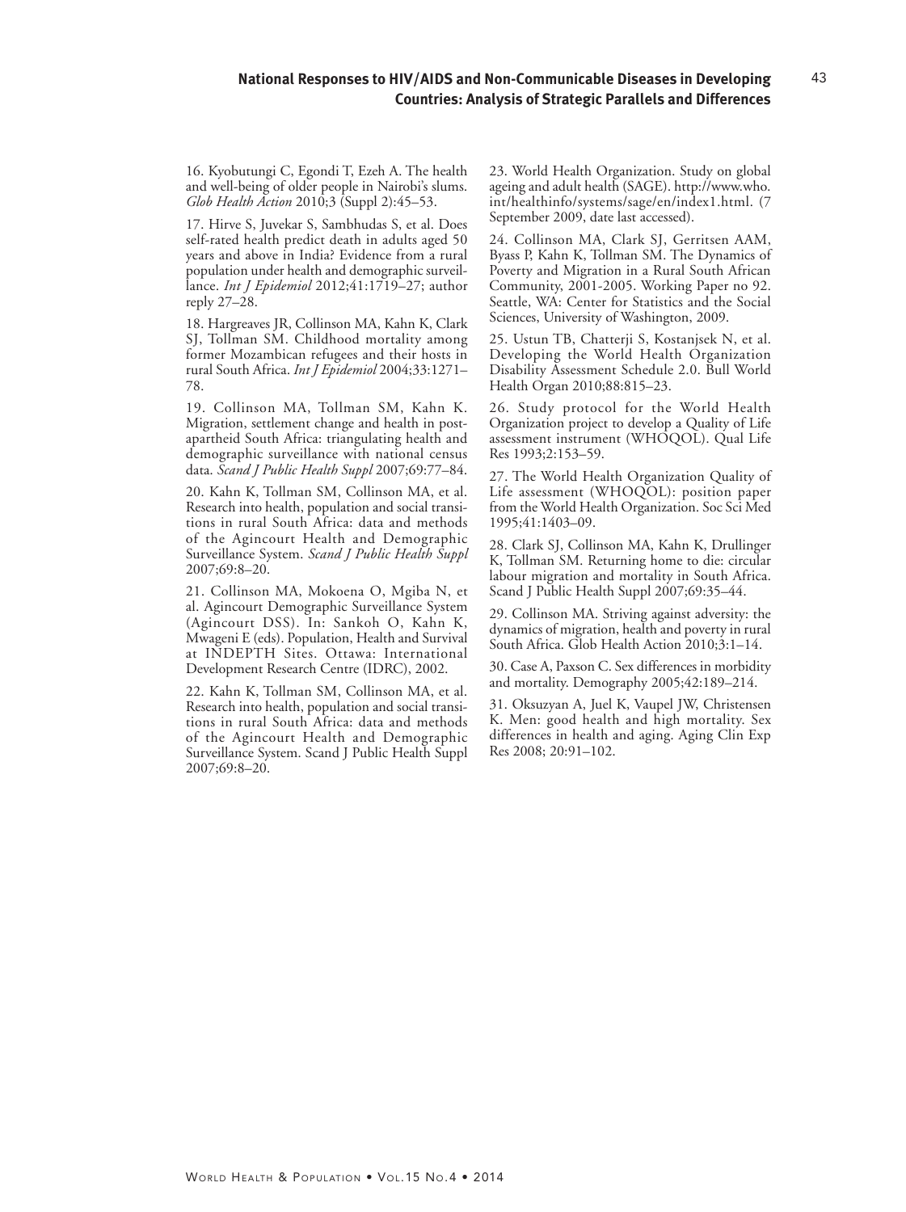16. Kyobutungi C, Egondi T, Ezeh A. The health and well-being of older people in Nairobi's slums. *Glob Health Action* 2010;3 (Suppl 2):45–53.

17. Hirve S, Juvekar S, Sambhudas S, et al. Does self-rated health predict death in adults aged 50 years and above in India? Evidence from a rural population under health and demographic surveillance. *Int J Epidemiol* 2012;41:1719–27; author reply 27–28.

18. Hargreaves JR, Collinson MA, Kahn K, Clark SJ, Tollman SM. Childhood mortality among former Mozambican refugees and their hosts in rural South Africa. *Int J Epidemiol* 2004;33:1271–78.

19. Collinson MA, Tollman SM, Kahn K. Migration, settlement change and health in post-apartheid South Africa: triangulating health and demographic surveillance with national census data. *Scand J Public Health Suppl* 2007;69:77–84.

20. Kahn K, Tollman SM, Collinson MA, et al. Research into health, population and social transitions in rural South Africa: data and methods of the Agincourt Health and Demographic Surveillance System. *Scand J Public Health Suppl* 2007;69:8–20.

21. Collinson MA, Mokoena O, Mgiba N, et al. Agincourt Demographic Surveillance System (Agincourt DSS). In: Sankoh O, Kahn K, Mwageni E (eds). Population, Health and Survival at INDEPTH Sites. Ottawa: International Development Research Centre (IDRC), 2002.

22. Kahn K, Tollman SM, Collinson MA, et al. Research into health, population and social transitions in rural South Africa: data and methods of the Agincourt Health and Demographic Surveillance System. Scand J Public Health Suppl 2007;69:8–20.

23. World Health Organization. Study on global ageing and adult health (SAGE). http://www.who.int/healthinfo/systems/sage/en/index1.html. (7 September 2009, date last accessed).

24. Collinson MA, Clark SJ, Gerritsen AAM, Byass P, Kahn K, Tollman SM. The Dynamics of Poverty and Migration in a Rural South African Community, 2001-2005. Working Paper no 92. Seattle, WA: Center for Statistics and the Social Sciences, University of Washington, 2009.

25. Ustun TB, Chatterji S, Kostanjsek N, et al. Developing the World Health Organization Disability Assessment Schedule 2.0. Bull World Health Organ 2010;88:815–23.

26. Study protocol for the World Health Organization project to develop a Quality of Life assessment instrument (WHOQOL). Qual Life Res 1993;2:153–59.

27. The World Health Organization Quality of Life assessment (WHOQOL): position paper from the World Health Organization. Soc Sci Med 1995;41:1403–09.

28. Clark SJ, Collinson MA, Kahn K, Drullinger K, Tollman SM. Returning home to die: circular labour migration and mortality in South Africa. Scand J Public Health Suppl 2007;69:35–44.

29. Collinson MA. Striving against adversity: the dynamics of migration, health and poverty in rural South Africa. Glob Health Action 2010;3:1–14.

30. Case A, Paxson C. Sex differences in morbidity and mortality. Demography 2005;42:189–214.

31. Oksuzyan A, Juel K, Vaupel JW, Christensen K. Men: good health and high mortality. Sex differences in health and aging. Aging Clin Exp Res 2008; 20:91–102.